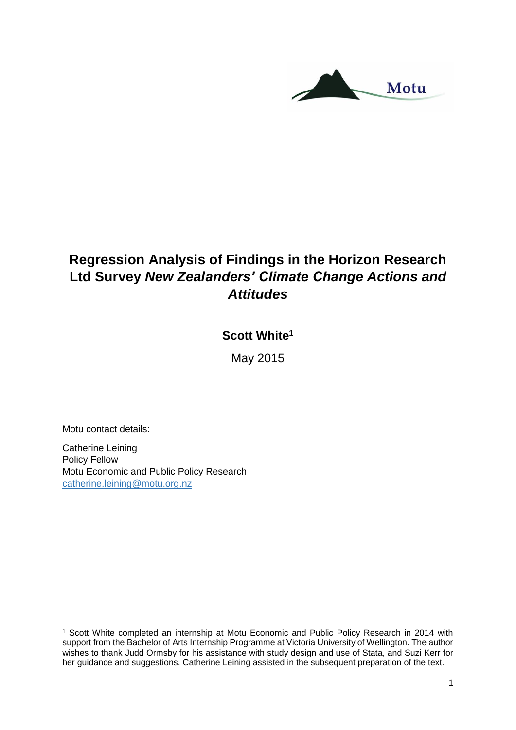# Regression Analysis of Findings in the Horizon Research Ltd Survey *New Zealanders' Climate Change Actions and Attitudes*

**Scott White[1]**

May 2015

Motu contact details:

Catherine Leining
Policy Fellow
Motu Economic and Public Policy Research
catherine.leining@motu.org.nz

[1] Scott White completed an internship at Motu Economic and Public Policy Research in 2014 with support from the Bachelor of Arts Internship Programme at Victoria University of Wellington. The author wishes to thank Judd Ormsby for his assistance with study design and use of Stata, and Suzi Kerr for her guidance and suggestions. Catherine Leining assisted in the subsequent preparation of the text.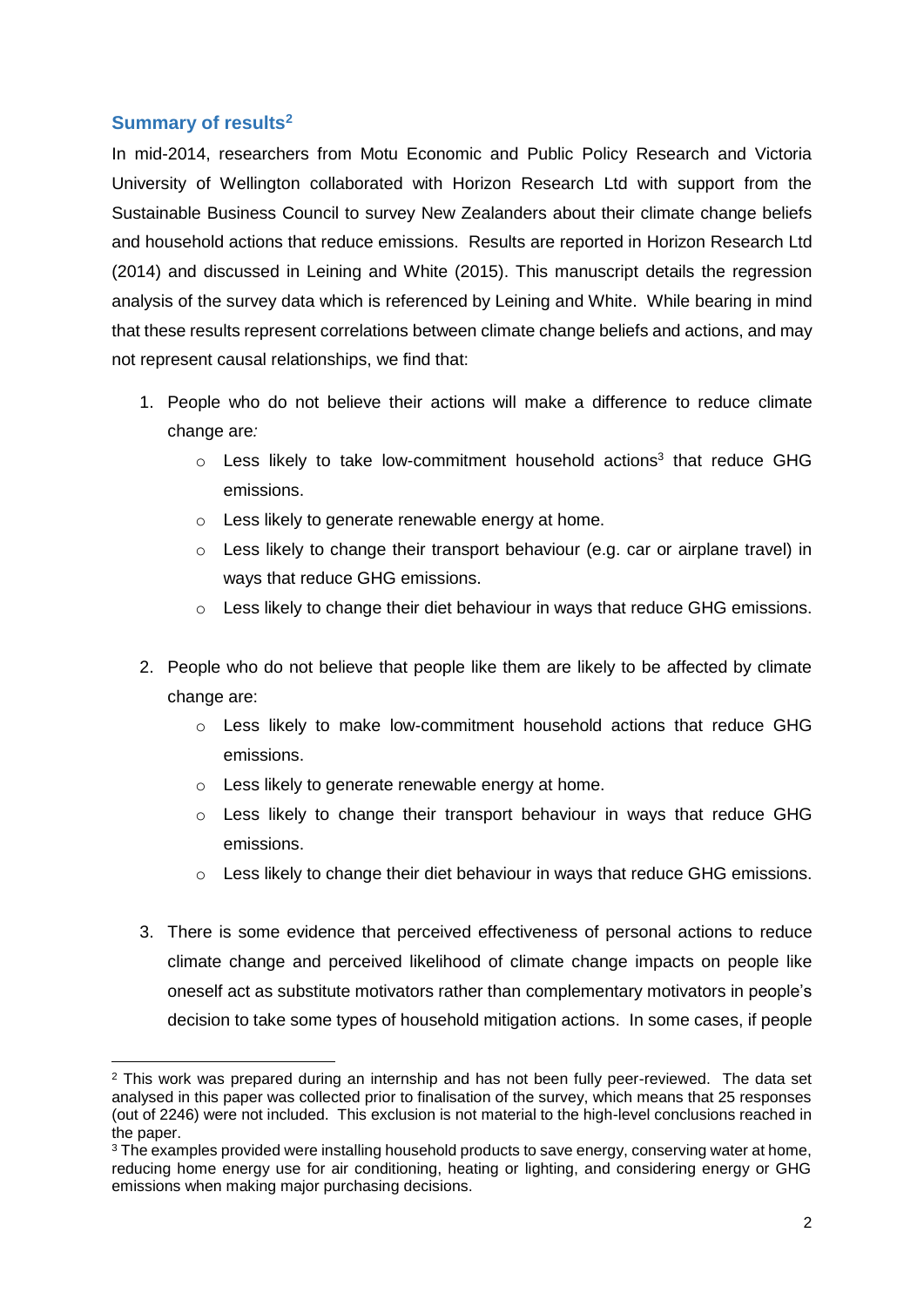## Summary of results[2]

In mid-2014, researchers from Motu Economic and Public Policy Research and Victoria University of Wellington collaborated with Horizon Research Ltd with support from the Sustainable Business Council to survey New Zealanders about their climate change beliefs and household actions that reduce emissions. Results are reported in Horizon Research Ltd (2014) and discussed in Leining and White (2015). This manuscript details the regression analysis of the survey data which is referenced by Leining and White. While bearing in mind that these results represent correlations between climate change beliefs and actions, and may not represent causal relationships, we find that:

1. People who do not believe their actions will make a difference to reduce climate change are*:*
   - Less likely to take low-commitment household actions[3] that reduce GHG emissions.
   - Less likely to generate renewable energy at home.
   - Less likely to change their transport behaviour (e.g. car or airplane travel) in ways that reduce GHG emissions.
   - Less likely to change their diet behaviour in ways that reduce GHG emissions.

2. People who do not believe that people like them are likely to be affected by climate change are:
   - Less likely to make low-commitment household actions that reduce GHG emissions.
   - Less likely to generate renewable energy at home.
   - Less likely to change their transport behaviour in ways that reduce GHG emissions.
   - Less likely to change their diet behaviour in ways that reduce GHG emissions.

3. There is some evidence that perceived effectiveness of personal actions to reduce climate change and perceived likelihood of climate change impacts on people like oneself act as substitute motivators rather than complementary motivators in people's decision to take some types of household mitigation actions. In some cases, if people

---

[2] This work was prepared during an internship and has not been fully peer-reviewed. The data set analysed in this paper was collected prior to finalisation of the survey, which means that 25 responses (out of 2246) were not included. This exclusion is not material to the high-level conclusions reached in the paper.

[3] The examples provided were installing household products to save energy, conserving water at home, reducing home energy use for air conditioning, heating or lighting, and considering energy or GHG emissions when making major purchasing decisions.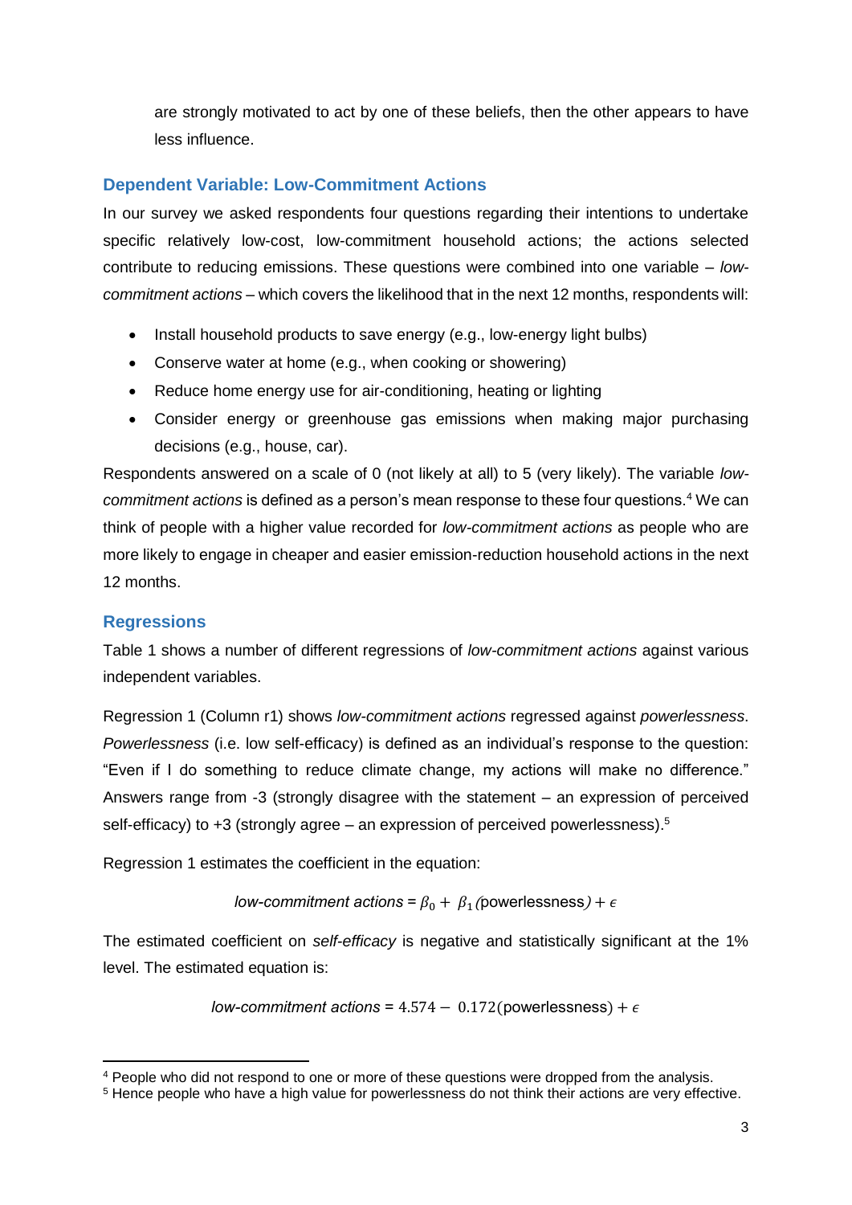are strongly motivated to act by one of these beliefs, then the other appears to have less influence.

## Dependent Variable: Low-Commitment Actions

In our survey we asked respondents four questions regarding their intentions to undertake specific relatively low-cost, low-commitment household actions; the actions selected contribute to reducing emissions. These questions were combined into one variable – *low-commitment actions* – which covers the likelihood that in the next 12 months, respondents will:

- Install household products to save energy (e.g., low-energy light bulbs)
- Conserve water at home (e.g., when cooking or showering)
- Reduce home energy use for air-conditioning, heating or lighting
- Consider energy or greenhouse gas emissions when making major purchasing decisions (e.g., house, car).

Respondents answered on a scale of 0 (not likely at all) to 5 (very likely). The variable *low-commitment actions* is defined as a person's mean response to these four questions.[4] We can think of people with a higher value recorded for *low-commitment actions* as people who are more likely to engage in cheaper and easier emission-reduction household actions in the next 12 months.

## Regressions

Table 1 shows a number of different regressions of *low-commitment actions* against various independent variables.

Regression 1 (Column r1) shows *low-commitment actions* regressed against *powerlessness*. *Powerlessness* (i.e. low self-efficacy) is defined as an individual's response to the question: "Even if I do something to reduce climate change, my actions will make no difference." Answers range from -3 (strongly disagree with the statement – an expression of perceived self-efficacy) to +3 (strongly agree – an expression of perceived powerlessness).[5]

Regression 1 estimates the coefficient in the equation:

$$\textit{low-commitment actions} = \beta_0 + \beta_1(\text{powerlessness}) + \epsilon$$

The estimated coefficient on *self-efficacy* is negative and statistically significant at the 1% level. The estimated equation is:

$$\textit{low-commitment actions} = 4.574 - 0.172(\text{powerlessness}) + \epsilon$$

[4] People who did not respond to one or more of these questions were dropped from the analysis.

[5] Hence people who have a high value for powerlessness do not think their actions are very effective.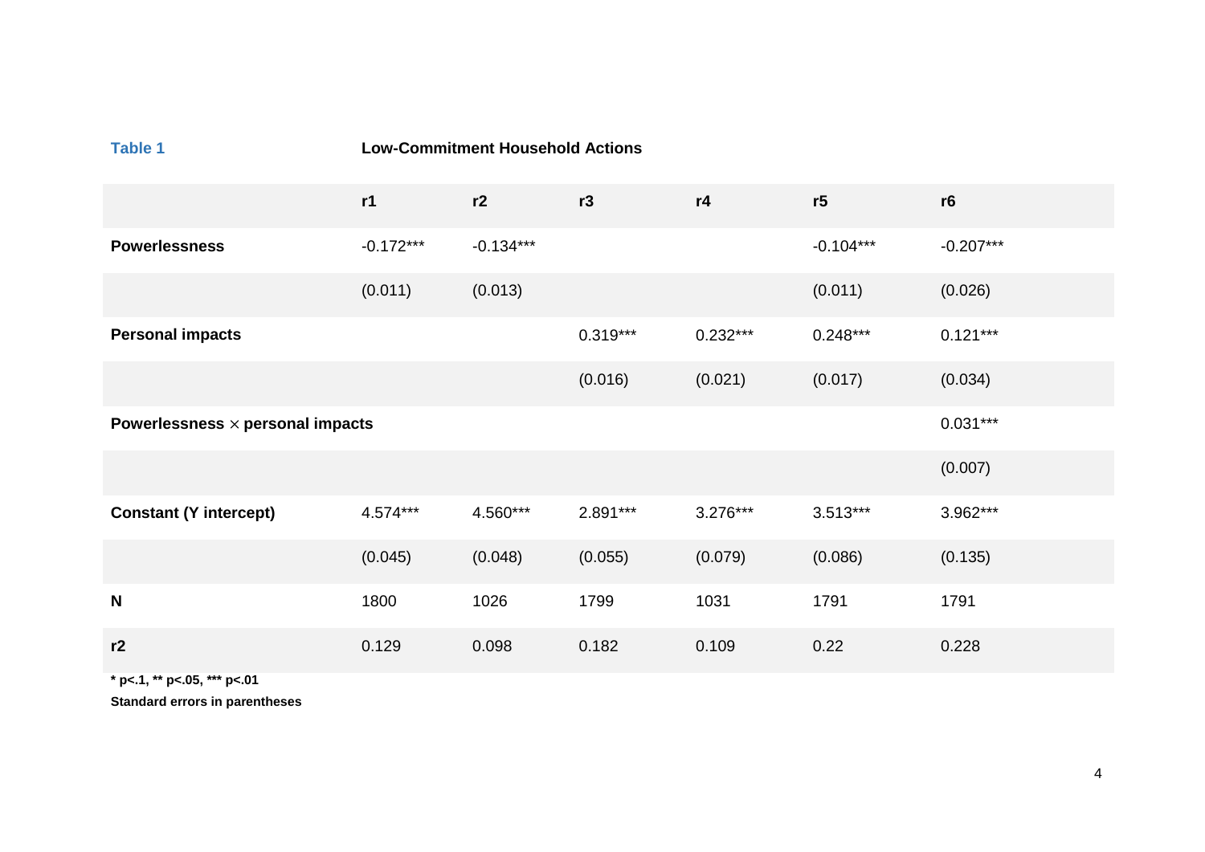**Table 1** **Low-Commitment Household Actions**

| | r1 | r2 | r3 | r4 | r5 | r6 |
|---|---|---|---|---|---|---|
| **Powerlessness** | -0.172*** | -0.134*** | | | -0.104*** | -0.207*** |
| | (0.011) | (0.013) | | | (0.011) | (0.026) |
| **Personal impacts** | | | 0.319*** | 0.232*** | 0.248*** | 0.121*** |
| | | | (0.016) | (0.021) | (0.017) | (0.034) |
| **Powerlessness × personal impacts** | | | | | | 0.031*** |
| | | | | | | (0.007) |
| **Constant (Y intercept)** | 4.574*** | 4.560*** | 2.891*** | 3.276*** | 3.513*** | 3.962*** |
| | (0.045) | (0.048) | (0.055) | (0.079) | (0.086) | (0.135) |
| **N** | 1800 | 1026 | 1799 | 1031 | 1791 | 1791 |
| **r2** | 0.129 | 0.098 | 0.182 | 0.109 | 0.22 | 0.228 |

**\* p<.1, \*\* p<.05, \*\*\* p<.01**

**Standard errors in parentheses**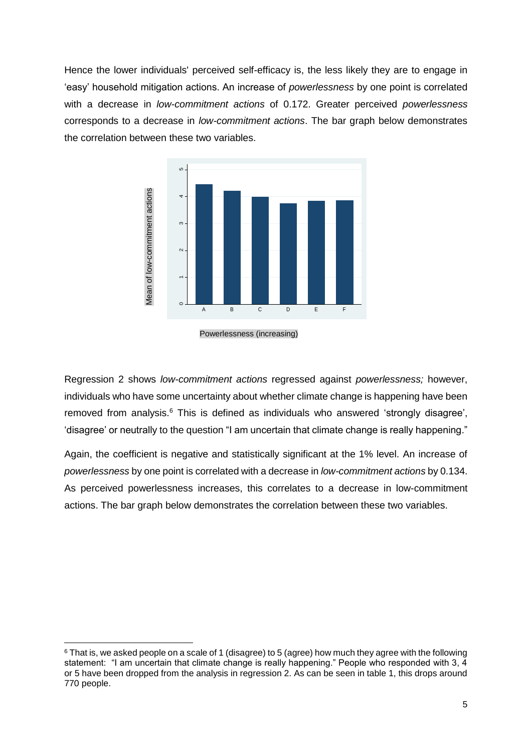Hence the lower individuals' perceived self-efficacy is, the less likely they are to engage in 'easy' household mitigation actions. An increase of *powerlessness* by one point is correlated with a decrease in *low-commitment actions* of 0.172. Greater perceived *powerlessness* corresponds to a decrease in *low-commitment actions*. The bar graph below demonstrates the correlation between these two variables.

Powerlessness (increasing)

Regression 2 shows *low-commitment actions* regressed against *powerlessness;* however, individuals who have some uncertainty about whether climate change is happening have been removed from analysis.[6] This is defined as individuals who answered 'strongly disagree', 'disagree' or neutrally to the question "I am uncertain that climate change is really happening."

Again, the coefficient is negative and statistically significant at the 1% level. An increase of *powerlessness* by one point is correlated with a decrease in *low-commitment actions* by 0.134. As perceived powerlessness increases, this correlates to a decrease in low-commitment actions. The bar graph below demonstrates the correlation between these two variables.

[6] That is, we asked people on a scale of 1 (disagree) to 5 (agree) how much they agree with the following statement: "I am uncertain that climate change is really happening." People who responded with 3, 4 or 5 have been dropped from the analysis in regression 2. As can be seen in table 1, this drops around 770 people.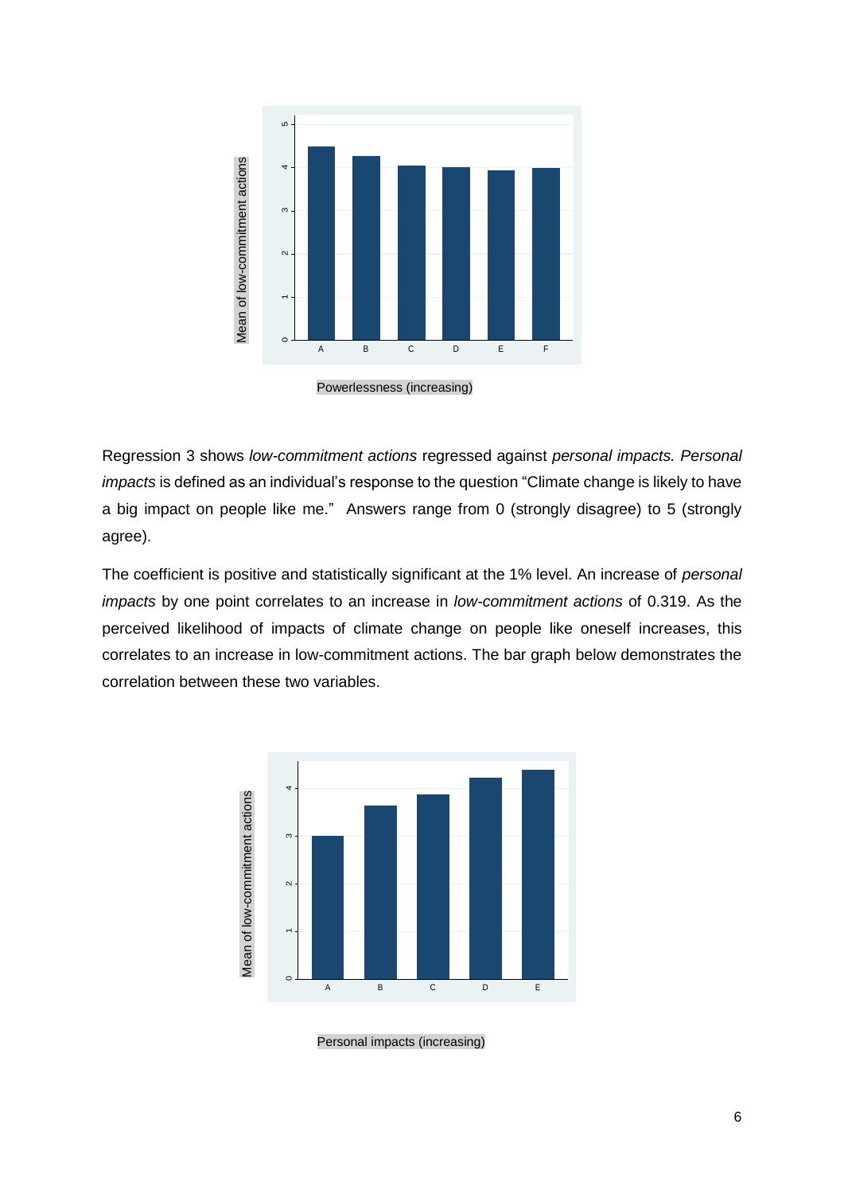Powerlessness (increasing)

Regression 3 shows *low-commitment actions* regressed against *personal impacts. Personal impacts* is defined as an individual's response to the question "Climate change is likely to have a big impact on people like me." Answers range from 0 (strongly disagree) to 5 (strongly agree).

The coefficient is positive and statistically significant at the 1% level. An increase of *personal impacts* by one point correlates to an increase in *low-commitment actions* of 0.319. As the perceived likelihood of impacts of climate change on people like oneself increases, this correlates to an increase in low-commitment actions. The bar graph below demonstrates the correlation between these two variables.

Personal impacts (increasing)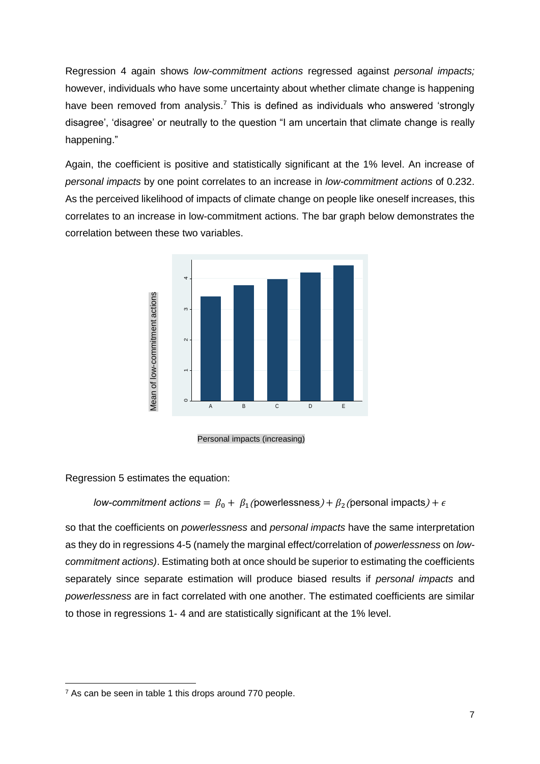Regression 4 again shows *low-commitment actions* regressed against *personal impacts;* however, individuals who have some uncertainty about whether climate change is happening have been removed from analysis.[7] This is defined as individuals who answered 'strongly disagree', 'disagree' or neutrally to the question "I am uncertain that climate change is really happening."

Again, the coefficient is positive and statistically significant at the 1% level. An increase of *personal impacts* by one point correlates to an increase in *low-commitment actions* of 0.232. As the perceived likelihood of impacts of climate change on people like oneself increases, this correlates to an increase in low-commitment actions. The bar graph below demonstrates the correlation between these two variables.

Personal impacts (increasing)

Regression 5 estimates the equation:

$$\textit{low-commitment actions} = \beta_0 + \beta_1(\text{powerlessness}) + \beta_2(\text{personal impacts}) + \epsilon$$

so that the coefficients on *powerlessness* and *personal impacts* have the same interpretation as they do in regressions 4-5 (namely the marginal effect/correlation of *powerlessness* on *low-commitment actions)*. Estimating both at once should be superior to estimating the coefficients separately since separate estimation will produce biased results if *personal impacts* and *powerlessness* are in fact correlated with one another. The estimated coefficients are similar to those in regressions 1- 4 and are statistically significant at the 1% level.

[7] As can be seen in table 1 this drops around 770 people.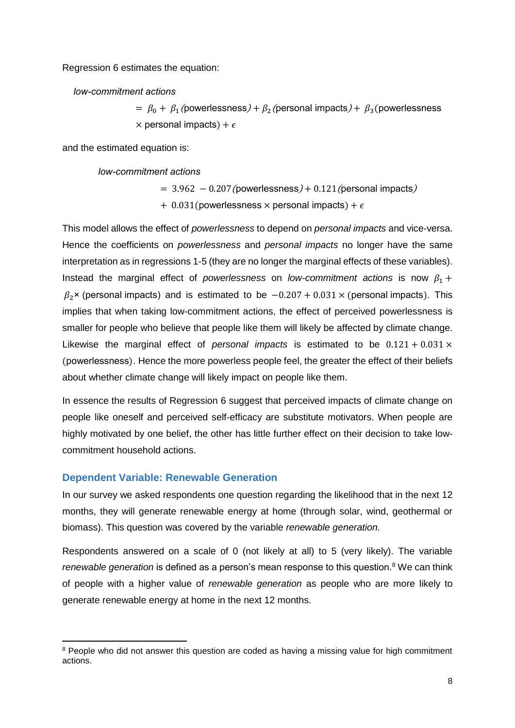Regression 6 estimates the equation:

$$\textit{low-commitment actions} = \beta_0 + \beta_1(\text{powerlessness}) + \beta_2(\text{personal impacts}) + \beta_3(\text{powerlessness} \times \text{personal impacts}) + \epsilon$$

and the estimated equation is:

$$\textit{low-commitment actions} = 3.962 - 0.207(\text{powerlessness}) + 0.121(\text{personal impacts}) + 0.031(\text{powerlessness} \times \text{personal impacts}) + \epsilon$$

This model allows the effect of *powerlessness* to depend on *personal impacts* and vice-versa. Hence the coefficients on *powerlessness* and *personal impacts* no longer have the same interpretation as in regressions 1-5 (they are no longer the marginal effects of these variables). Instead the marginal effect of *powerlessness* on *low-commitment actions* is now $\beta_1 + \beta_2 \times$ (personal impacts) and is estimated to be $-0.207 + 0.031 \times (\text{personal impacts})$. This implies that when taking low-commitment actions, the effect of perceived powerlessness is smaller for people who believe that people like them will likely be affected by climate change. Likewise the marginal effect of *personal impacts* is estimated to be $0.121 + 0.031 \times (\text{powerlessness})$. Hence the more powerless people feel, the greater the effect of their beliefs about whether climate change will likely impact on people like them.

In essence the results of Regression 6 suggest that perceived impacts of climate change on people like oneself and perceived self-efficacy are substitute motivators. When people are highly motivated by one belief, the other has little further effect on their decision to take low-commitment household actions.

## Dependent Variable: Renewable Generation

In our survey we asked respondents one question regarding the likelihood that in the next 12 months, they will generate renewable energy at home (through solar, wind, geothermal or biomass). This question was covered by the variable *renewable generation.*

Respondents answered on a scale of 0 (not likely at all) to 5 (very likely). The variable *renewable generation* is defined as a person's mean response to this question.[8] We can think of people with a higher value of *renewable generation* as people who are more likely to generate renewable energy at home in the next 12 months.

[8] People who did not answer this question are coded as having a missing value for high commitment actions.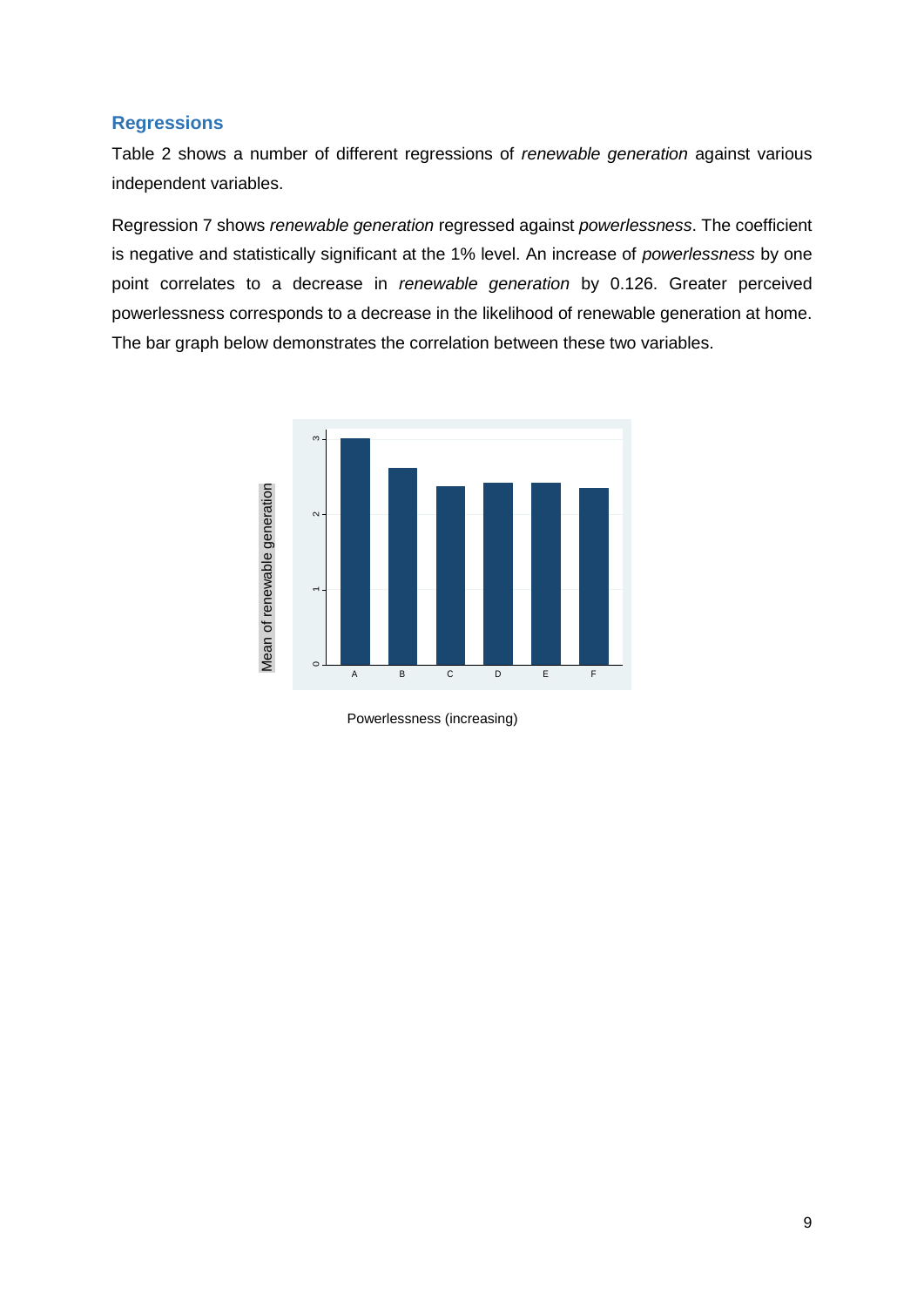### Regressions

Table 2 shows a number of different regressions of *renewable generation* against various independent variables.

Regression 7 shows *renewable generation* regressed against *powerlessness*. The coefficient is negative and statistically significant at the 1% level. An increase of *powerlessness* by one point correlates to a decrease in *renewable generation* by 0.126. Greater perceived powerlessness corresponds to a decrease in the likelihood of renewable generation at home. The bar graph below demonstrates the correlation between these two variables.

Powerlessness (increasing)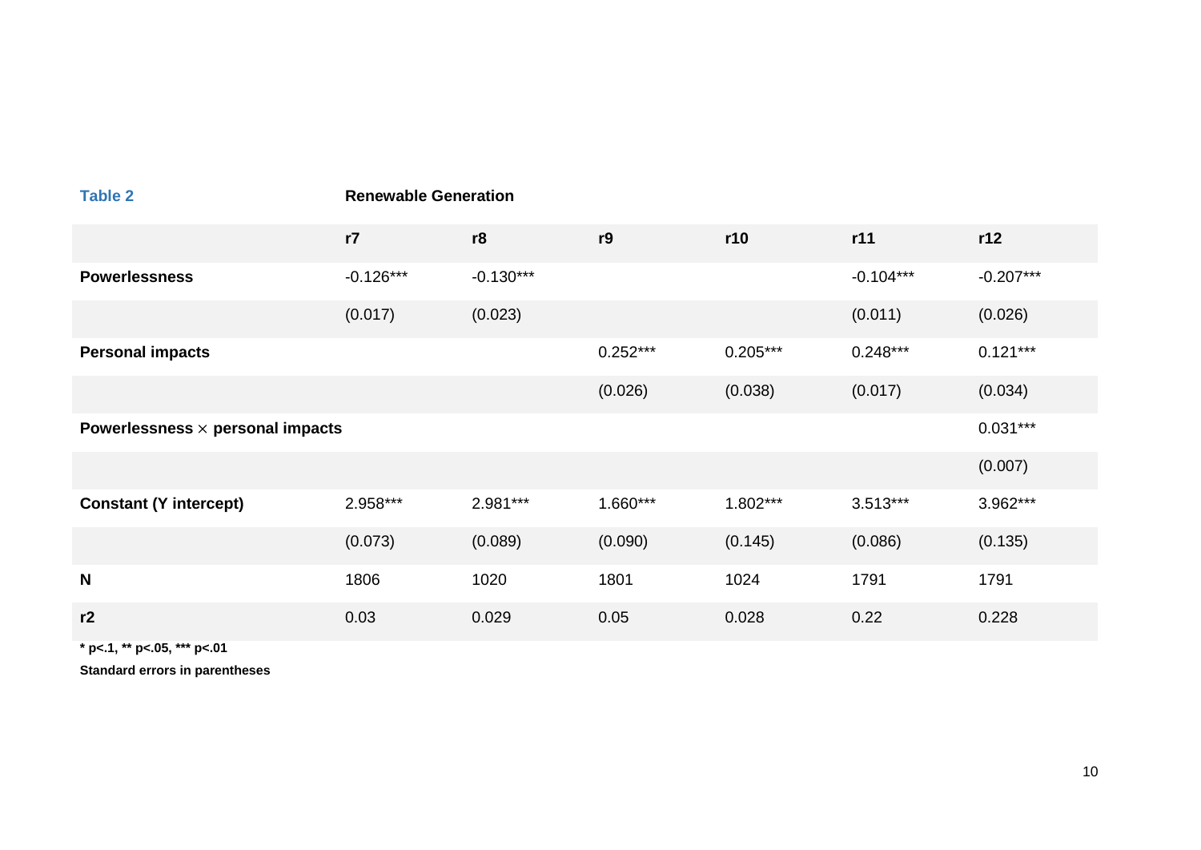**Table 2** **Renewable Generation**

| | r7 | r8 | r9 | r10 | r11 | r12 |
|---|---|---|---|---|---|---|
| **Powerlessness** | -0.126*** | -0.130*** | | | -0.104*** | -0.207*** |
| | (0.017) | (0.023) | | | (0.011) | (0.026) |
| **Personal impacts** | | | 0.252*** | 0.205*** | 0.248*** | 0.121*** |
| | | | (0.026) | (0.038) | (0.017) | (0.034) |
| **Powerlessness $\times$ personal impacts** | | | | | | 0.031*** |
| | | | | | | (0.007) |
| **Constant (Y intercept)** | 2.958*** | 2.981*** | 1.660*** | 1.802*** | 3.513*** | 3.962*** |
| | (0.073) | (0.089) | (0.090) | (0.145) | (0.086) | (0.135) |
| **N** | 1806 | 1020 | 1801 | 1024 | 1791 | 1791 |
| **r2** | 0.03 | 0.029 | 0.05 | 0.028 | 0.22 | 0.228 |

**\* p<.1, \*\* p<.05, \*\*\* p<.01**

**Standard errors in parentheses**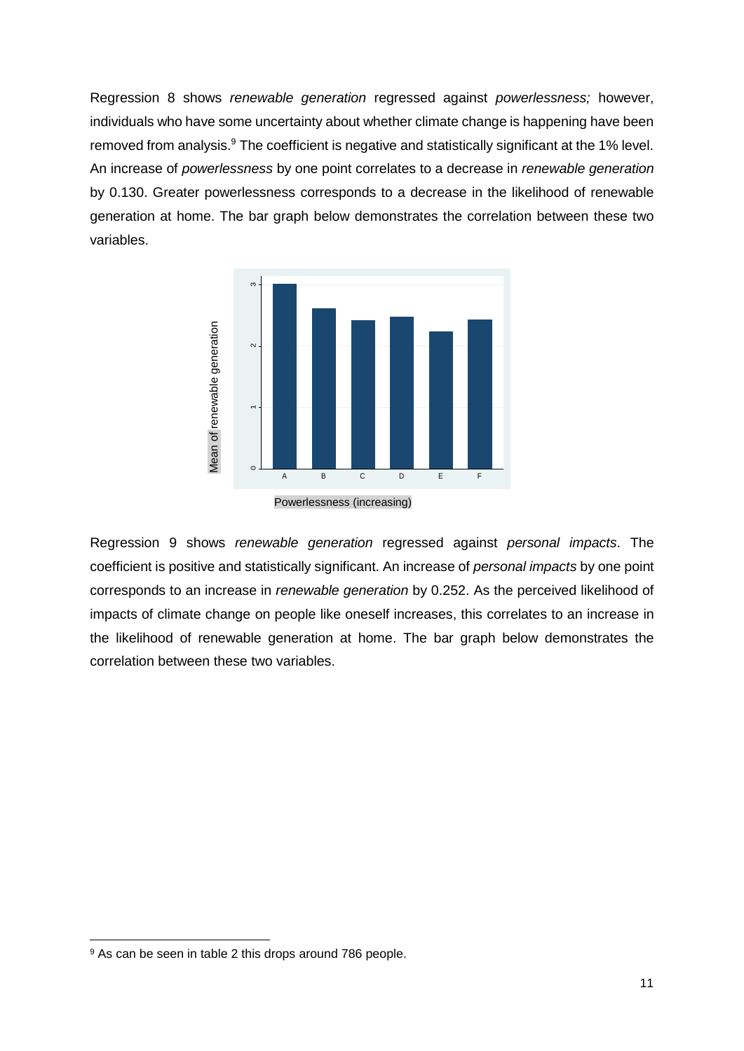Regression 8 shows *renewable generation* regressed against *powerlessness;* however, individuals who have some uncertainty about whether climate change is happening have been removed from analysis.[9] The coefficient is negative and statistically significant at the 1% level. An increase of *powerlessness* by one point correlates to a decrease in *renewable generation* by 0.130. Greater powerlessness corresponds to a decrease in the likelihood of renewable generation at home. The bar graph below demonstrates the correlation between these two variables.

Powerlessness (increasing)

Regression 9 shows *renewable generation* regressed against *personal impacts*. The coefficient is positive and statistically significant. An increase of *personal impacts* by one point corresponds to an increase in *renewable generation* by 0.252. As the perceived likelihood of impacts of climate change on people like oneself increases, this correlates to an increase in the likelihood of renewable generation at home. The bar graph below demonstrates the correlation between these two variables.

[9] As can be seen in table 2 this drops around 786 people.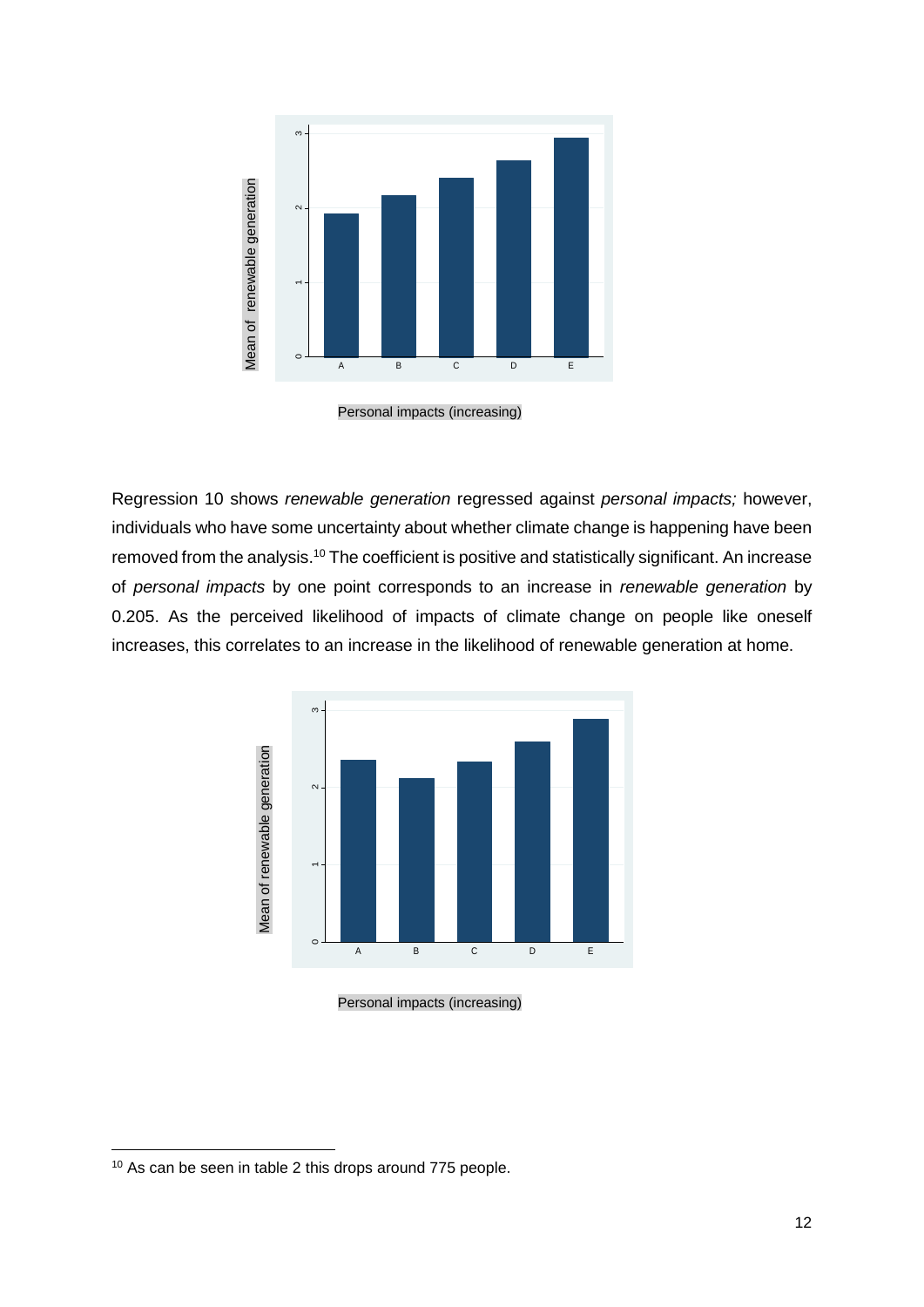Personal impacts (increasing)

Regression 10 shows *renewable generation* regressed against *personal impacts;* however, individuals who have some uncertainty about whether climate change is happening have been removed from the analysis.[10] The coefficient is positive and statistically significant. An increase of *personal impacts* by one point corresponds to an increase in *renewable generation* by 0.205. As the perceived likelihood of impacts of climate change on people like oneself increases, this correlates to an increase in the likelihood of renewable generation at home.

Personal impacts (increasing)

[10] As can be seen in table 2 this drops around 775 people.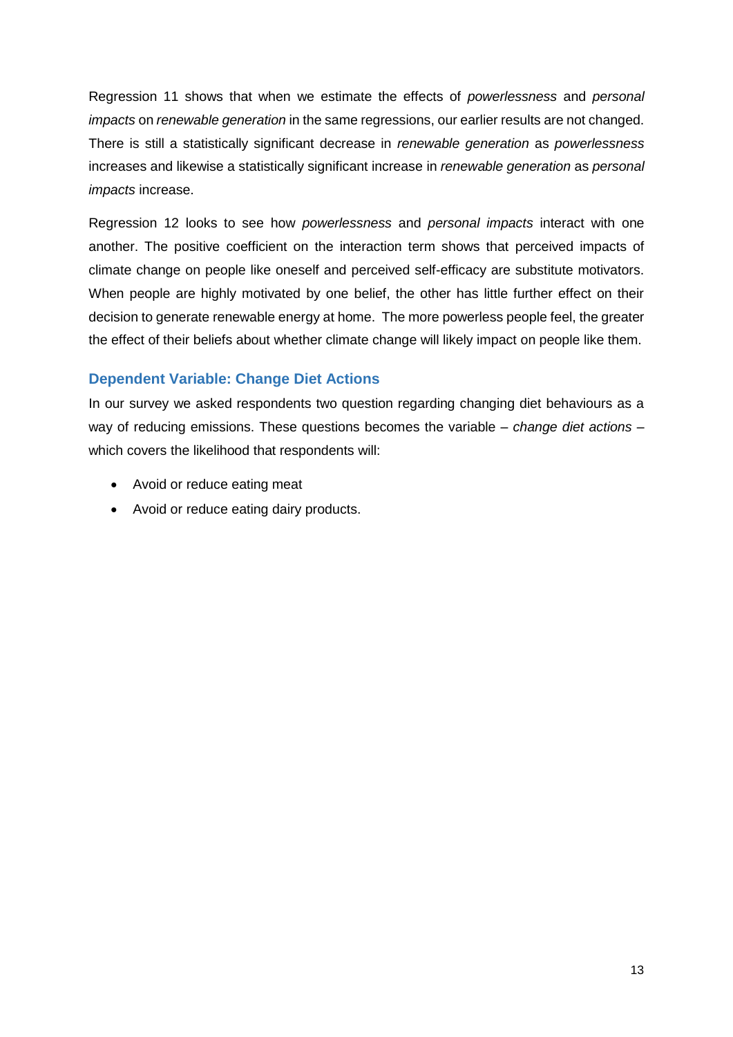Regression 11 shows that when we estimate the effects of *powerlessness* and *personal impacts* on *renewable generation* in the same regressions, our earlier results are not changed. There is still a statistically significant decrease in *renewable generation* as *powerlessness* increases and likewise a statistically significant increase in *renewable generation* as *personal impacts* increase.

Regression 12 looks to see how *powerlessness* and *personal impacts* interact with one another. The positive coefficient on the interaction term shows that perceived impacts of climate change on people like oneself and perceived self-efficacy are substitute motivators. When people are highly motivated by one belief, the other has little further effect on their decision to generate renewable energy at home. The more powerless people feel, the greater the effect of their beliefs about whether climate change will likely impact on people like them.

### Dependent Variable: Change Diet Actions

In our survey we asked respondents two question regarding changing diet behaviours as a way of reducing emissions. These questions becomes the variable – *change diet actions* – which covers the likelihood that respondents will:

- Avoid or reduce eating meat
- Avoid or reduce eating dairy products.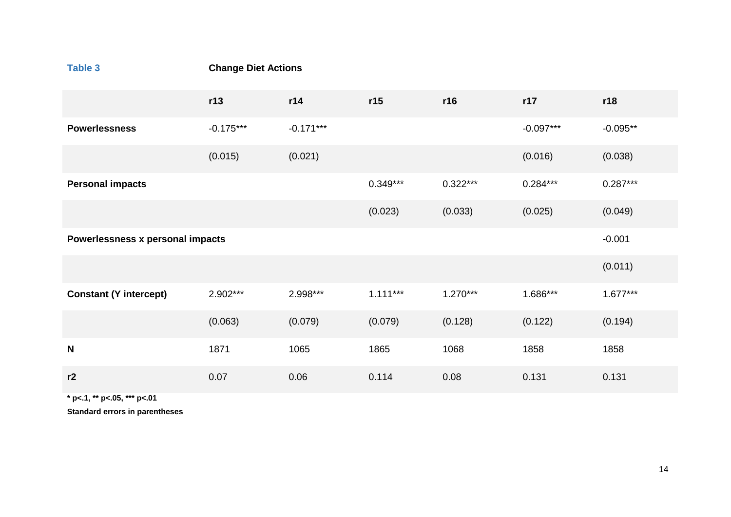**Table 3** **Change Diet Actions**

| | r13 | r14 | r15 | r16 | r17 | r18 |
|---|---|---|---|---|---|---|
| **Powerlessness** | -0.175*** | -0.171*** | | | -0.097*** | -0.095** |
| | (0.015) | (0.021) | | | (0.016) | (0.038) |
| **Personal impacts** | | | 0.349*** | 0.322*** | 0.284*** | 0.287*** |
| | | | (0.023) | (0.033) | (0.025) | (0.049) |
| **Powerlessness x personal impacts** | | | | | | -0.001 |
| | | | | | | (0.011) |
| **Constant (Y intercept)** | 2.902*** | 2.998*** | 1.111*** | 1.270*** | 1.686*** | 1.677*** |
| | (0.063) | (0.079) | (0.079) | (0.128) | (0.122) | (0.194) |
| **N** | 1871 | 1065 | 1865 | 1068 | 1858 | 1858 |
| **r2** | 0.07 | 0.06 | 0.114 | 0.08 | 0.131 | 0.131 |

**\* p<.1, \*\* p<.05, \*\*\* p<.01**

**Standard errors in parentheses**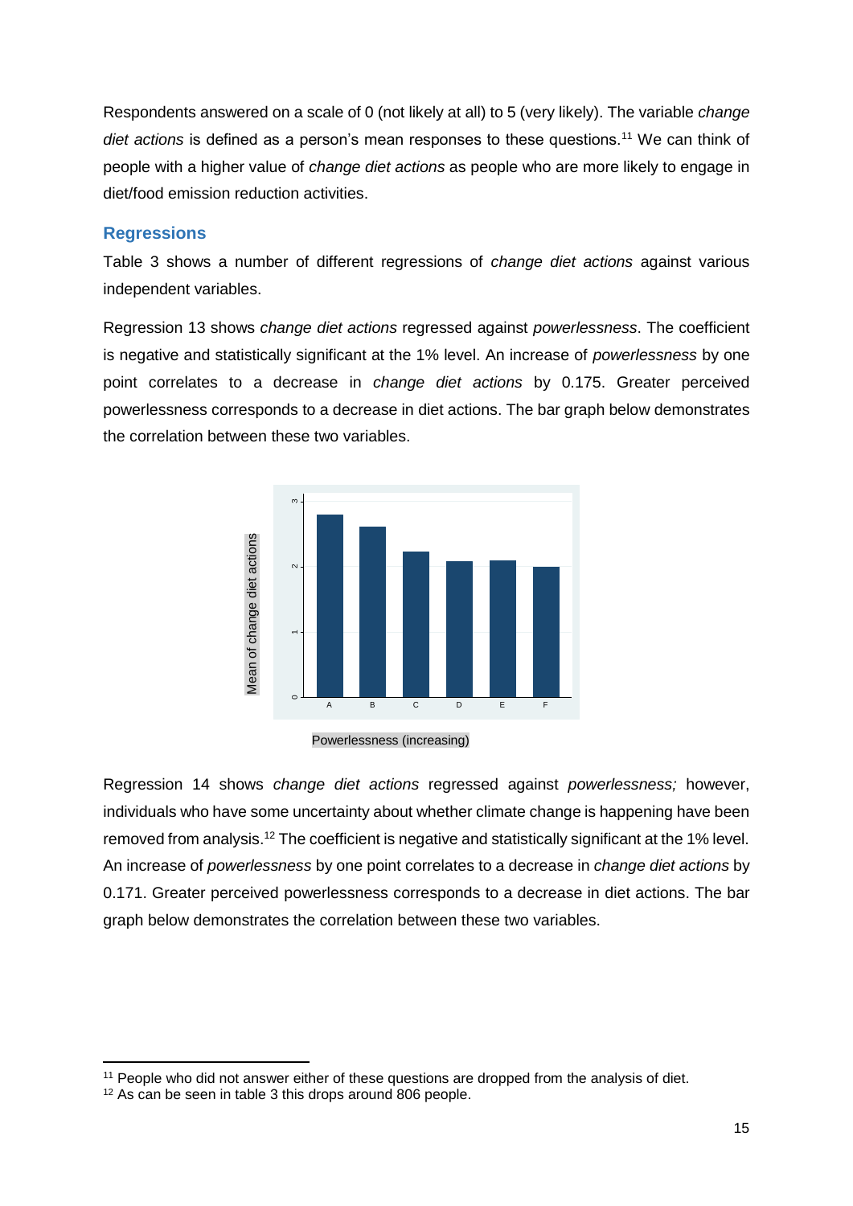Respondents answered on a scale of 0 (not likely at all) to 5 (very likely). The variable *change diet actions* is defined as a person's mean responses to these questions.[11] We can think of people with a higher value of *change diet actions* as people who are more likely to engage in diet/food emission reduction activities.

## Regressions

Table 3 shows a number of different regressions of *change diet actions* against various independent variables.

Regression 13 shows *change diet actions* regressed against *powerlessness*. The coefficient is negative and statistically significant at the 1% level. An increase of *powerlessness* by one point correlates to a decrease in *change diet actions* by 0.175. Greater perceived powerlessness corresponds to a decrease in diet actions. The bar graph below demonstrates the correlation between these two variables.

Powerlessness (increasing)

Regression 14 shows *change diet actions* regressed against *powerlessness;* however, individuals who have some uncertainty about whether climate change is happening have been removed from analysis.[12] The coefficient is negative and statistically significant at the 1% level. An increase of *powerlessness* by one point correlates to a decrease in *change diet actions* by 0.171. Greater perceived powerlessness corresponds to a decrease in diet actions. The bar graph below demonstrates the correlation between these two variables.

---

[11] People who did not answer either of these questions are dropped from the analysis of diet.

[12] As can be seen in table 3 this drops around 806 people.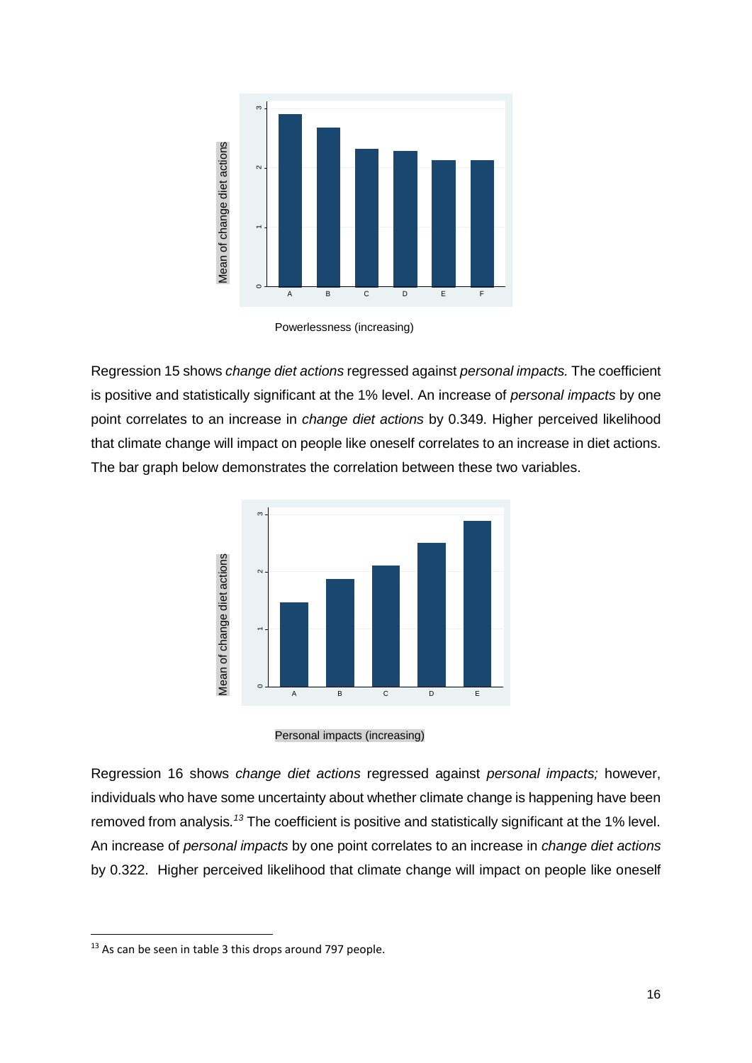Powerlessness (increasing)

Regression 15 shows *change diet actions* regressed against *personal impacts.* The coefficient is positive and statistically significant at the 1% level. An increase of *personal impacts* by one point correlates to an increase in *change diet actions* by 0.349. Higher perceived likelihood that climate change will impact on people like oneself correlates to an increase in diet actions. The bar graph below demonstrates the correlation between these two variables.

Personal impacts (increasing)

Regression 16 shows *change diet actions* regressed against *personal impacts;* however, individuals who have some uncertainty about whether climate change is happening have been removed from analysis.[13] The coefficient is positive and statistically significant at the 1% level. An increase of *personal impacts* by one point correlates to an increase in *change diet actions* by 0.322. Higher perceived likelihood that climate change will impact on people like oneself

[13] As can be seen in table 3 this drops around 797 people.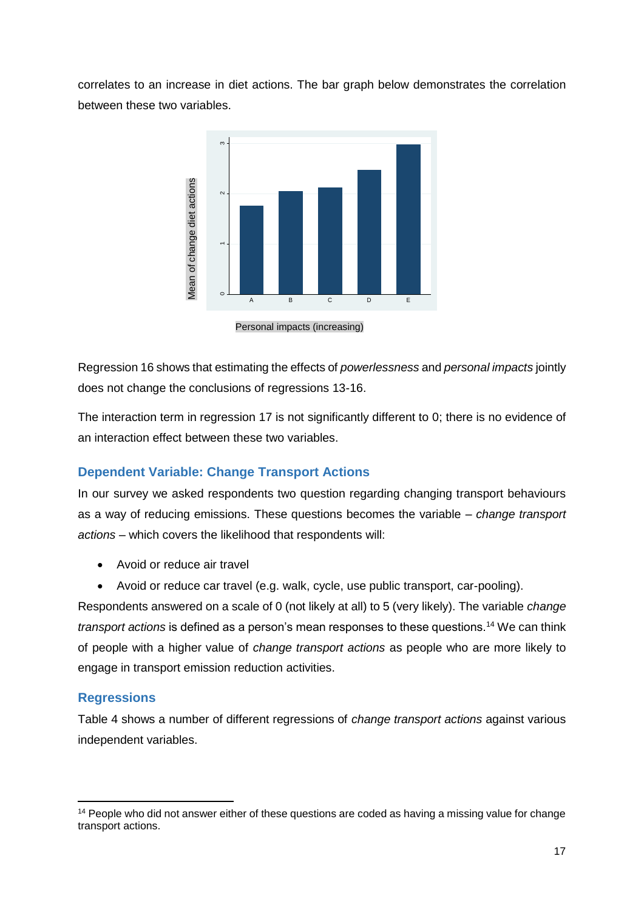correlates to an increase in diet actions. The bar graph below demonstrates the correlation between these two variables.

Personal impacts (increasing)

Regression 16 shows that estimating the effects of *powerlessness* and *personal impacts* jointly does not change the conclusions of regressions 13-16.

The interaction term in regression 17 is not significantly different to 0; there is no evidence of an interaction effect between these two variables.

### Dependent Variable: Change Transport Actions

In our survey we asked respondents two question regarding changing transport behaviours as a way of reducing emissions. These questions becomes the variable – *change transport actions* – which covers the likelihood that respondents will:

- Avoid or reduce air travel
- Avoid or reduce car travel (e.g. walk, cycle, use public transport, car-pooling).

Respondents answered on a scale of 0 (not likely at all) to 5 (very likely). The variable *change transport actions* is defined as a person's mean responses to these questions.[14] We can think of people with a higher value of *change transport actions* as people who are more likely to engage in transport emission reduction activities.

### Regressions

Table 4 shows a number of different regressions of *change transport actions* against various independent variables.

[14] People who did not answer either of these questions are coded as having a missing value for change transport actions.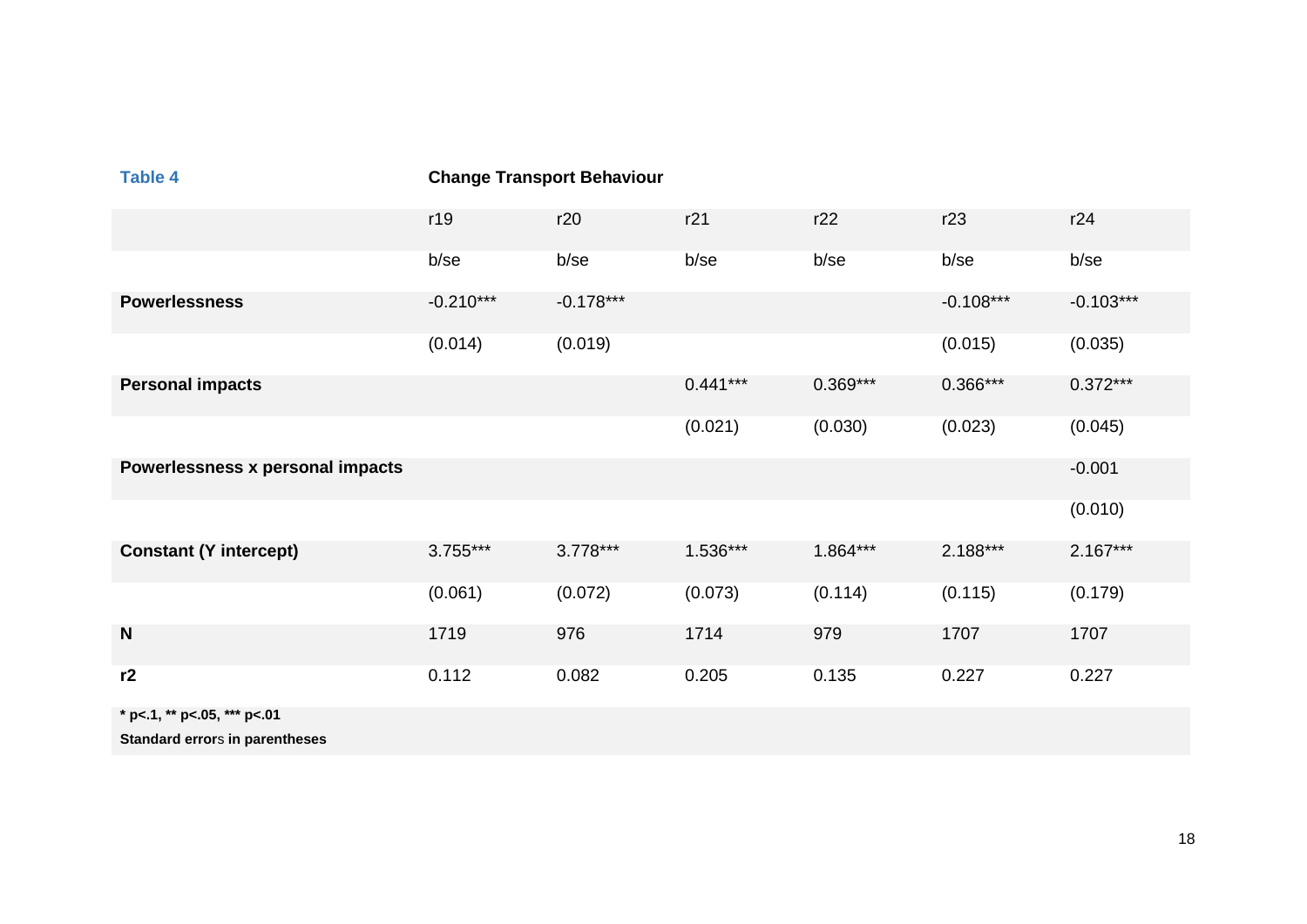**Table 4** **Change Transport Behaviour**

| | r19 | r20 | r21 | r22 | r23 | r24 |
|---|---|---|---|---|---|---|
| | b/se | b/se | b/se | b/se | b/se | b/se |
| **Powerlessness** | -0.210*** | -0.178*** | | | -0.108*** | -0.103*** |
| | (0.014) | (0.019) | | | (0.015) | (0.035) |
| **Personal impacts** | | | 0.441*** | 0.369*** | 0.366*** | 0.372*** |
| | | | (0.021) | (0.030) | (0.023) | (0.045) |
| **Powerlessness x personal impacts** | | | | | | -0.001 |
| | | | | | | (0.010) |
| **Constant (Y intercept)** | 3.755*** | 3.778*** | 1.536*** | 1.864*** | 2.188*** | 2.167*** |
| | (0.061) | (0.072) | (0.073) | (0.114) | (0.115) | (0.179) |
| **N** | 1719 | 976 | 1714 | 979 | 1707 | 1707 |
| **r2** | 0.112 | 0.082 | 0.205 | 0.135 | 0.227 | 0.227 |

**\* p<.1, \*\* p<.05, \*\*\* p<.01**

**Standard errors in parentheses**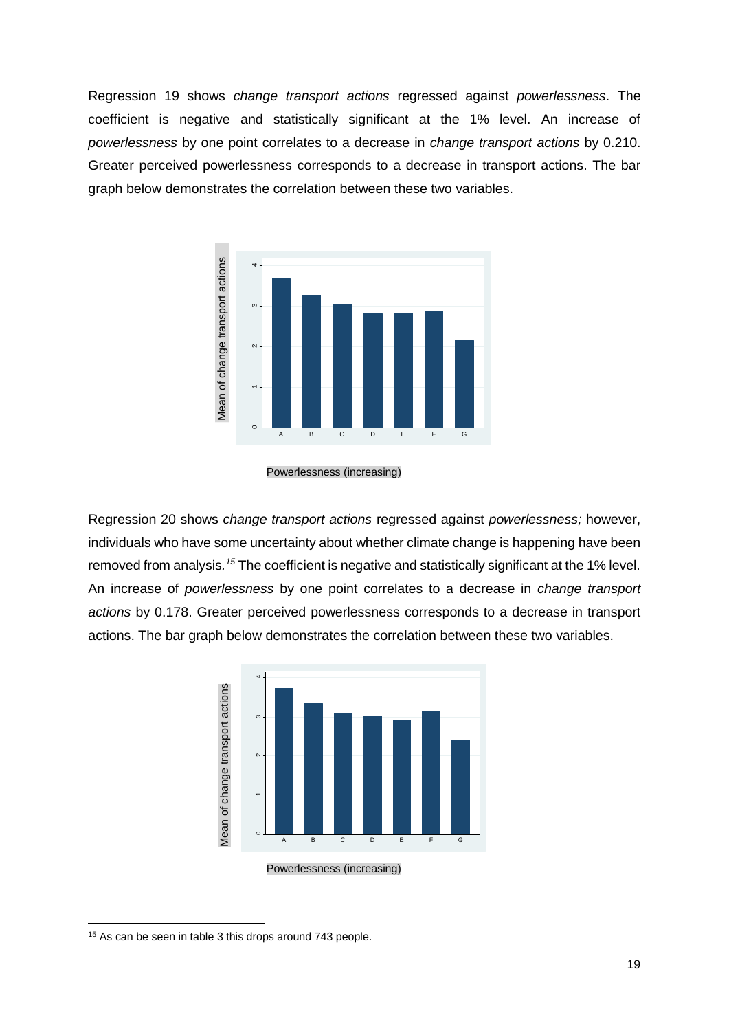Regression 19 shows *change transport actions* regressed against *powerlessness*. The coefficient is negative and statistically significant at the 1% level. An increase of *powerlessness* by one point correlates to a decrease in *change transport actions* by 0.210. Greater perceived powerlessness corresponds to a decrease in transport actions. The bar graph below demonstrates the correlation between these two variables.

Powerlessness (increasing)

Regression 20 shows *change transport actions* regressed against *powerlessness;* however, individuals who have some uncertainty about whether climate change is happening have been removed from analysis.[15] The coefficient is negative and statistically significant at the 1% level. An increase of *powerlessness* by one point correlates to a decrease in *change transport actions* by 0.178. Greater perceived powerlessness corresponds to a decrease in transport actions. The bar graph below demonstrates the correlation between these two variables.

Powerlessness (increasing)

[15] As can be seen in table 3 this drops around 743 people.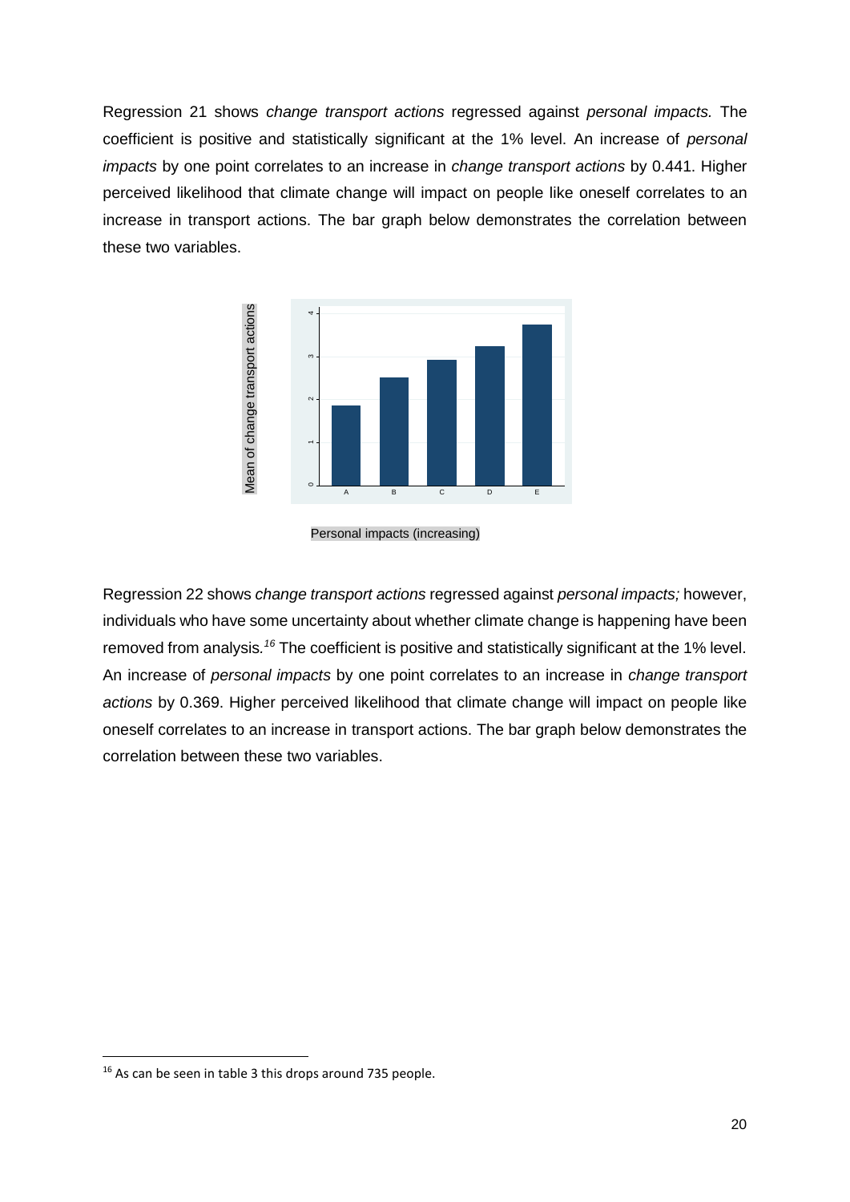Regression 21 shows *change transport actions* regressed against *personal impacts.* The coefficient is positive and statistically significant at the 1% level. An increase of *personal impacts* by one point correlates to an increase in *change transport actions* by 0.441. Higher perceived likelihood that climate change will impact on people like oneself correlates to an increase in transport actions. The bar graph below demonstrates the correlation between these two variables.

Mean of change transport actions

Personal impacts (increasing)

Regression 22 shows *change transport actions* regressed against *personal impacts;* however, individuals who have some uncertainty about whether climate change is happening have been removed from analysis.[16] The coefficient is positive and statistically significant at the 1% level. An increase of *personal impacts* by one point correlates to an increase in *change transport actions* by 0.369. Higher perceived likelihood that climate change will impact on people like oneself correlates to an increase in transport actions. The bar graph below demonstrates the correlation between these two variables.

[16] As can be seen in table 3 this drops around 735 people.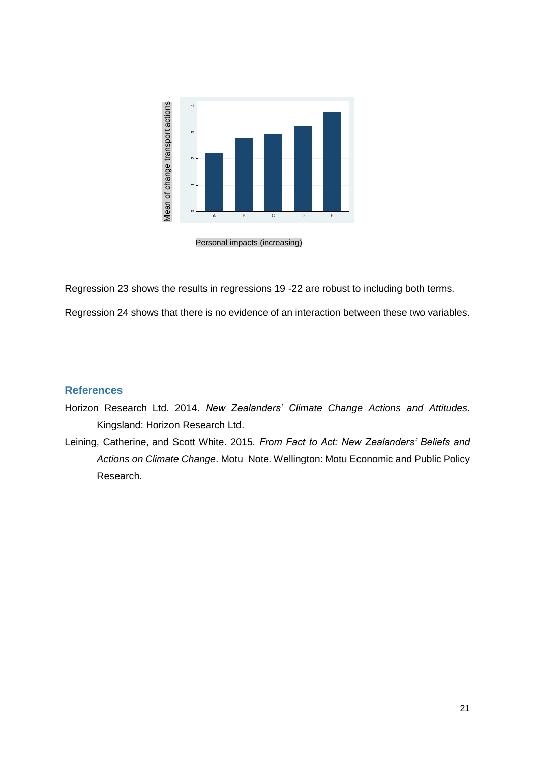Mean of change transport actions

0
1
2
3
4

A
B
C
D
E

Personal impacts (increasing)

Regression 23 shows the results in regressions 19 -22 are robust to including both terms.

Regression 24 shows that there is no evidence of an interaction between these two variables.

## References

Horizon Research Ltd. 2014. *New Zealanders' Climate Change Actions and Attitudes*. Kingsland: Horizon Research Ltd.

Leining, Catherine, and Scott White. 2015. *From Fact to Act: New Zealanders' Beliefs and Actions on Climate Change*. Motu Note. Wellington: Motu Economic and Public Policy Research.